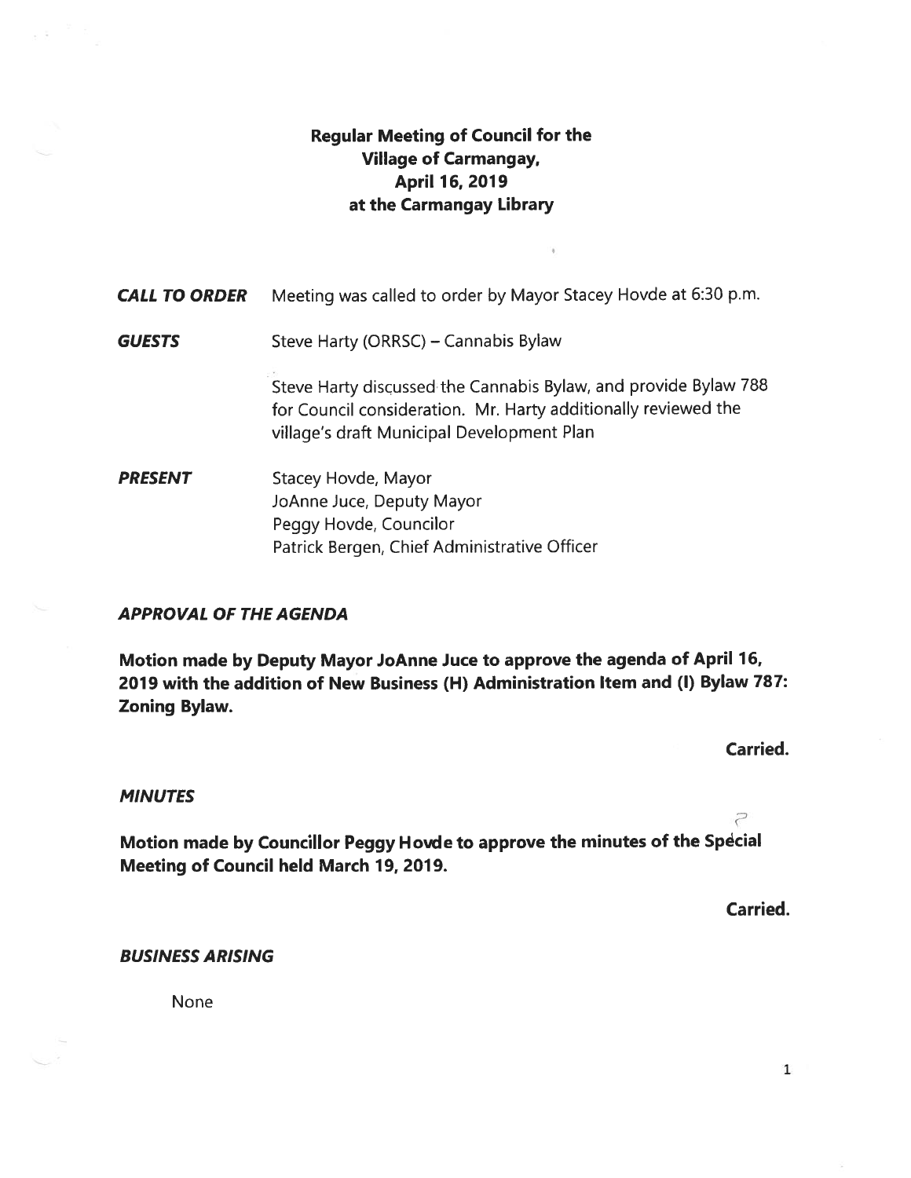# Regular Meeting of Council for the Village of Carmangay, April 16, 2019 at the Carmangay Library

***CALL TO ORDER*** Meeting was called to order by Mayor Stacey Hovde at 6:30 p.m.

***GUESTS*** Steve Harty (ORRSC) – Cannabis Bylaw

Steve Harty discussed the Cannabis Bylaw, and provide Bylaw 788 for Council consideration. Mr. Harty additionally reviewed the village's draft Municipal Development Plan

***PRESENT***
Stacey Hovde, Mayor
JoAnne Juce, Deputy Mayor
Peggy Hovde, Councilor
Patrick Bergen, Chief Administrative Officer

***APPROVAL OF THE AGENDA***

**Motion made by Deputy Mayor JoAnne Juce to approve the agenda of April 16, 2019 with the addition of New Business (H) Administration Item and (I) Bylaw 787: Zoning Bylaw.**

**Carried.**

***MINUTES***

**Motion made by Councillor Peggy Hovde to approve the minutes of the Special Meeting of Council held March 19, 2019.**

**Carried.**

***BUSINESS ARISING***

None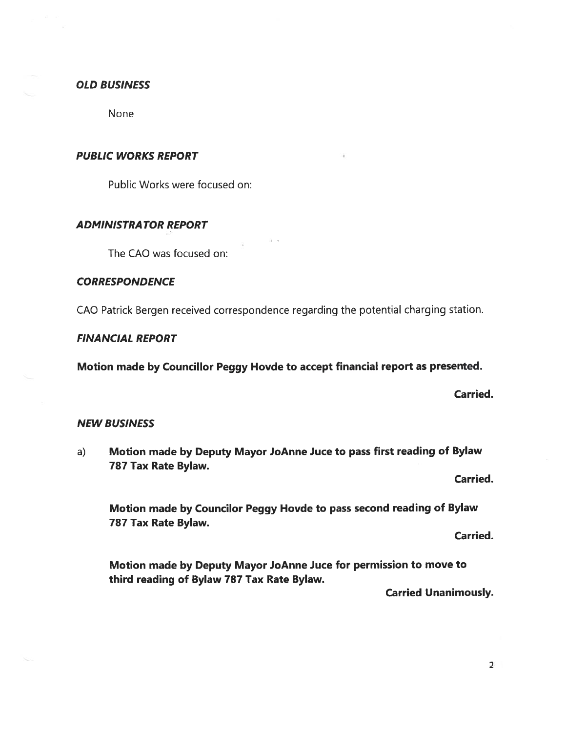### *OLD BUSINESS*

None

### *PUBLIC WORKS REPORT*

Public Works were focused on:

### *ADMINISTRATOR REPORT*

The CAO was focused on:

### *CORRESPONDENCE*

CAO Patrick Bergen received correspondence regarding the potential charging station.

### *FINANCIAL REPORT*

**Motion made by Councillor Peggy Hovde to accept financial report as presented.**

**Carried.**

### *NEW BUSINESS*

a) **Motion made by Deputy Mayor JoAnne Juce to pass first reading of Bylaw 787 Tax Rate Bylaw.**

**Carried.**

**Motion made by Councilor Peggy Hovde to pass second reading of Bylaw 787 Tax Rate Bylaw.**

**Carried.**

**Motion made by Deputy Mayor JoAnne Juce for permission to move to third reading of Bylaw 787 Tax Rate Bylaw.**

**Carried Unanimously.**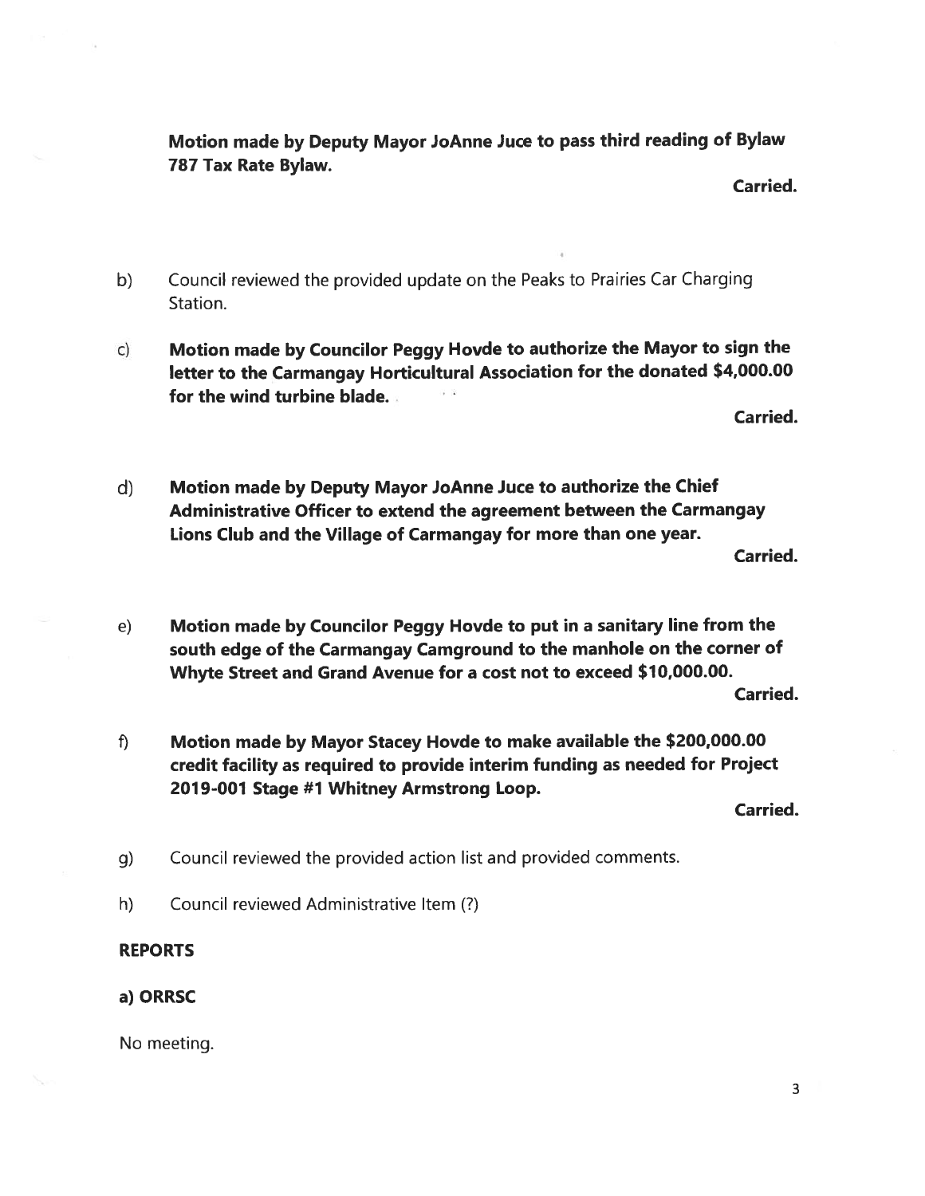**Motion made by Deputy Mayor JoAnne Juce to pass third reading of Bylaw 787 Tax Rate Bylaw.**

**Carried.**

b) Council reviewed the provided update on the Peaks to Prairies Car Charging Station.

c) **Motion made by Councilor Peggy Hovde to authorize the Mayor to sign the letter to the Carmangay Horticultural Association for the donated $4,000.00 for the wind turbine blade.**

**Carried.**

d) **Motion made by Deputy Mayor JoAnne Juce to authorize the Chief Administrative Officer to extend the agreement between the Carmangay Lions Club and the Village of Carmangay for more than one year.**

**Carried.**

e) **Motion made by Councilor Peggy Hovde to put in a sanitary line from the south edge of the Carmangay Camground to the manhole on the corner of Whyte Street and Grand Avenue for a cost not to exceed $10,000.00.**

**Carried.**

f) **Motion made by Mayor Stacey Hovde to make available the $200,000.00 credit facility as required to provide interim funding as needed for Project 2019-001 Stage #1 Whitney Armstrong Loop.**

**Carried.**

g) Council reviewed the provided action list and provided comments.

h) Council reviewed Administrative Item (?)

**REPORTS**

**a) ORRSC**

No meeting.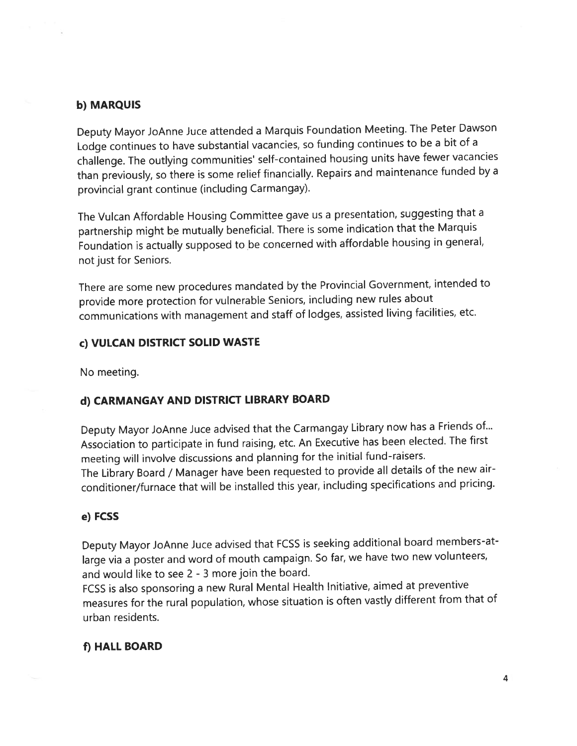### b) MARQUIS

Deputy Mayor JoAnne Juce attended a Marquis Foundation Meeting. The Peter Dawson Lodge continues to have substantial vacancies, so funding continues to be a bit of a challenge. The outlying communities' self-contained housing units have fewer vacancies than previously, so there is some relief financially. Repairs and maintenance funded by a provincial grant continue (including Carmangay).

The Vulcan Affordable Housing Committee gave us a presentation, suggesting that a partnership might be mutually beneficial. There is some indication that the Marquis Foundation is actually supposed to be concerned with affordable housing in general, not just for Seniors.

There are some new procedures mandated by the Provincial Government, intended to provide more protection for vulnerable Seniors, including new rules about communications with management and staff of lodges, assisted living facilities, etc.

### c) VULCAN DISTRICT SOLID WASTE

No meeting.

### d) CARMANGAY AND DISTRICT LIBRARY BOARD

Deputy Mayor JoAnne Juce advised that the Carmangay Library now has a Friends of... Association to participate in fund raising, etc. An Executive has been elected. The first meeting will involve discussions and planning for the initial fund-raisers.
The Library Board / Manager have been requested to provide all details of the new air-conditioner/furnace that will be installed this year, including specifications and pricing.

### e) FCSS

Deputy Mayor JoAnne Juce advised that FCSS is seeking additional board members-at-large via a poster and word of mouth campaign. So far, we have two new volunteers, and would like to see 2 - 3 more join the board.
FCSS is also sponsoring a new Rural Mental Health Initiative, aimed at preventive measures for the rural population, whose situation is often vastly different from that of urban residents.

### f) HALL BOARD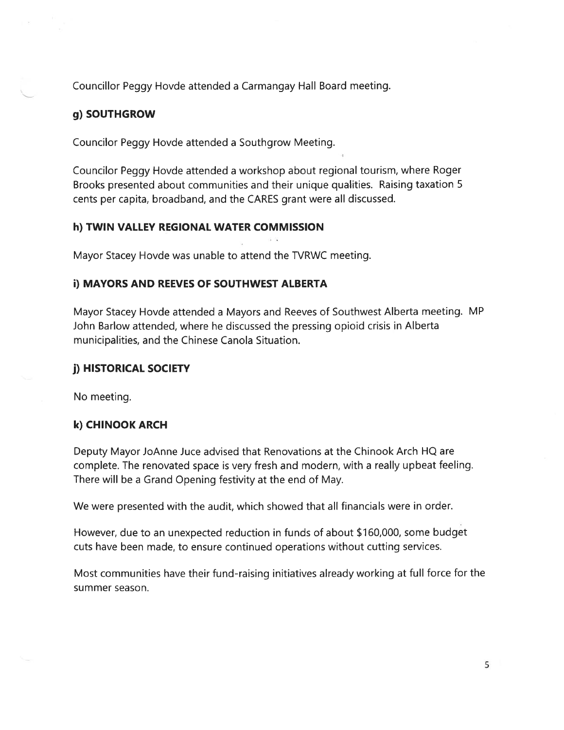Councillor Peggy Hovde attended a Carmangay Hall Board meeting.

### g) SOUTHGROW

Councilor Peggy Hovde attended a Southgrow Meeting.

Councilor Peggy Hovde attended a workshop about regional tourism, where Roger Brooks presented about communities and their unique qualities. Raising taxation 5 cents per capita, broadband, and the CARES grant were all discussed.

### h) TWIN VALLEY REGIONAL WATER COMMISSION

Mayor Stacey Hovde was unable to attend the TVRWC meeting.

### i) MAYORS AND REEVES OF SOUTHWEST ALBERTA

Mayor Stacey Hovde attended a Mayors and Reeves of Southwest Alberta meeting. MP John Barlow attended, where he discussed the pressing opioid crisis in Alberta municipalities, and the Chinese Canola Situation.

### j) HISTORICAL SOCIETY

No meeting.

### k) CHINOOK ARCH

Deputy Mayor JoAnne Juce advised that Renovations at the Chinook Arch HQ are complete. The renovated space is very fresh and modern, with a really upbeat feeling. There will be a Grand Opening festivity at the end of May.

We were presented with the audit, which showed that all financials were in order.

However, due to an unexpected reduction in funds of about $160,000, some budget cuts have been made, to ensure continued operations without cutting services.

Most communities have their fund-raising initiatives already working at full force for the summer season.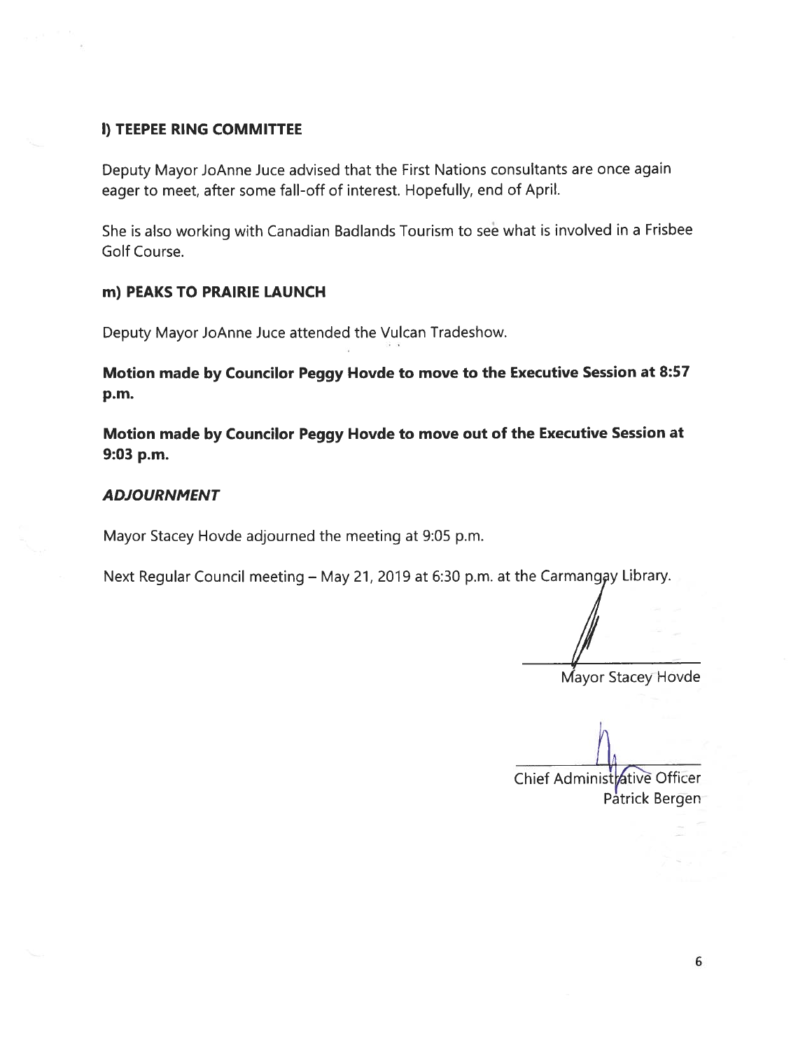### l) TEEPEE RING COMMITTEE

Deputy Mayor JoAnne Juce advised that the First Nations consultants are once again eager to meet, after some fall-off of interest. Hopefully, end of April.

She is also working with Canadian Badlands Tourism to see what is involved in a Frisbee Golf Course.

### m) PEAKS TO PRAIRIE LAUNCH

Deputy Mayor JoAnne Juce attended the Vulcan Tradeshow.

**Motion made by Councilor Peggy Hovde to move to the Executive Session at 8:57 p.m.**

**Motion made by Councilor Peggy Hovde to move out of the Executive Session at 9:03 p.m.**

### *ADJOURNMENT*

Mayor Stacey Hovde adjourned the meeting at 9:05 p.m.

Next Regular Council meeting – May 21, 2019 at 6:30 p.m. at the Carmangay Library.

Mayor Stacey Hovde

Chief Administrative Officer
Patrick Bergen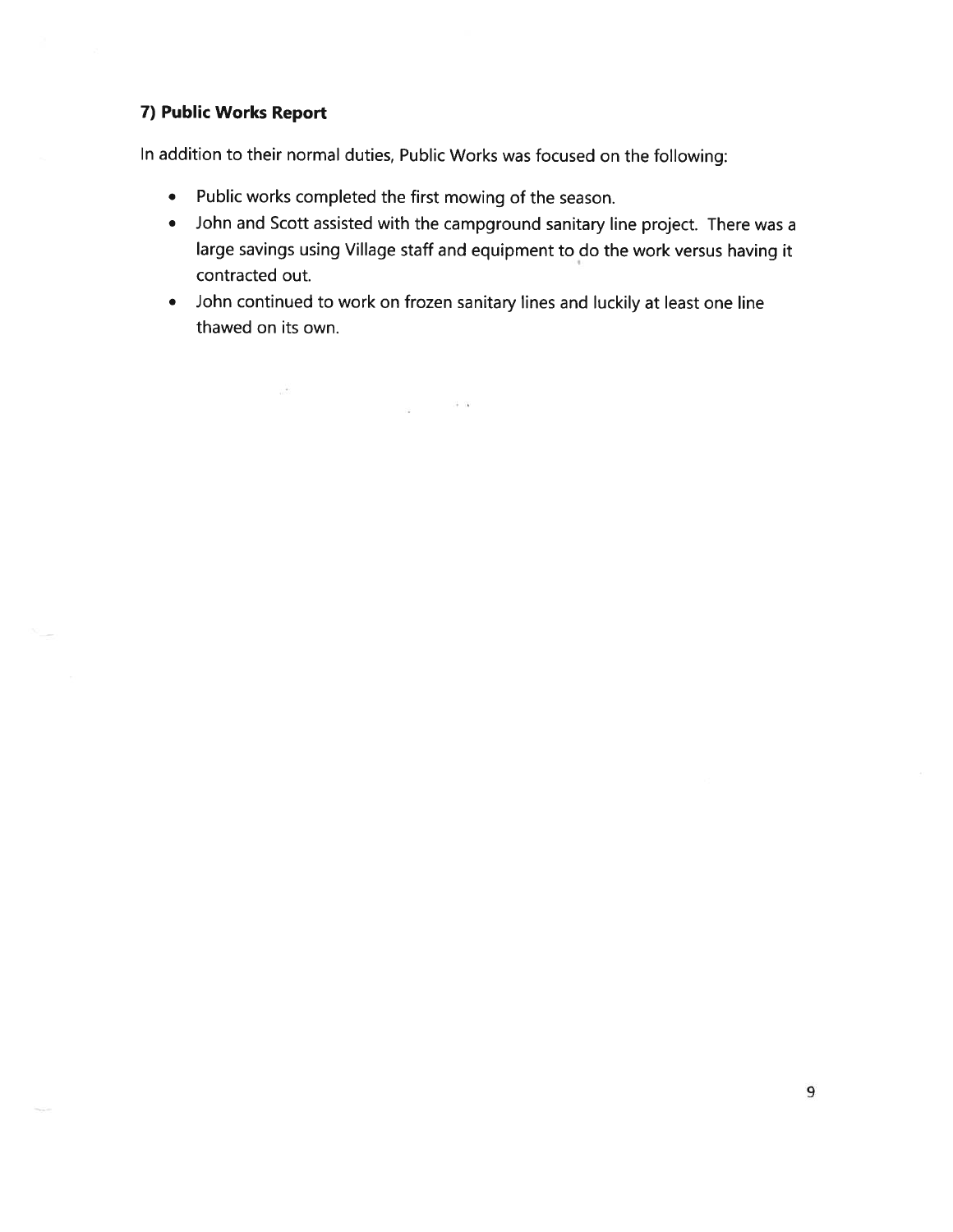### 7) Public Works Report

In addition to their normal duties, Public Works was focused on the following:

- Public works completed the first mowing of the season.
- John and Scott assisted with the campground sanitary line project. There was a large savings using Village staff and equipment to do the work versus having it contracted out.
- John continued to work on frozen sanitary lines and luckily at least one line thawed on its own.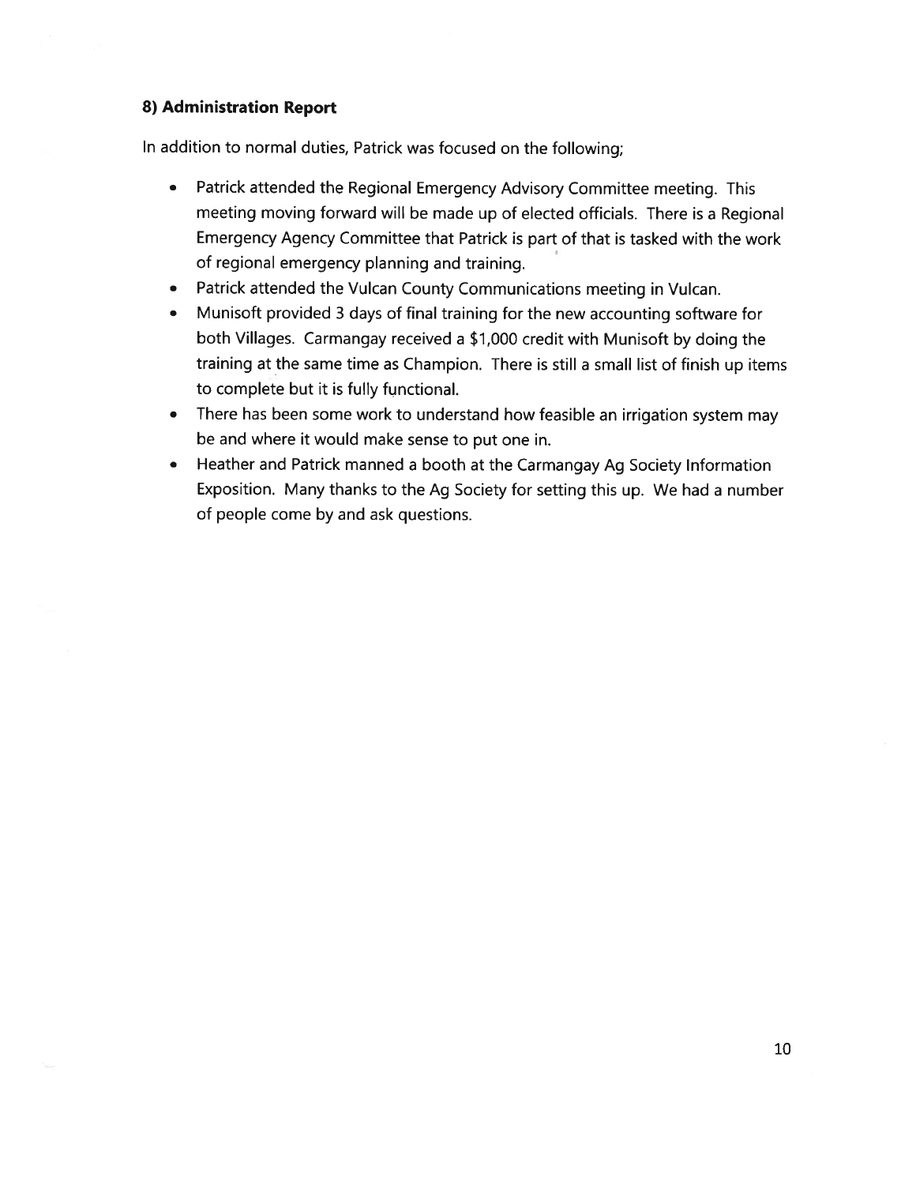### 8) Administration Report

In addition to normal duties, Patrick was focused on the following;

- Patrick attended the Regional Emergency Advisory Committee meeting. This meeting moving forward will be made up of elected officials. There is a Regional Emergency Agency Committee that Patrick is part of that is tasked with the work of regional emergency planning and training.
- Patrick attended the Vulcan County Communications meeting in Vulcan.
- Munisoft provided 3 days of final training for the new accounting software for both Villages. Carmangay received a $1,000 credit with Munisoft by doing the training at the same time as Champion. There is still a small list of finish up items to complete but it is fully functional.
- There has been some work to understand how feasible an irrigation system may be and where it would make sense to put one in.
- Heather and Patrick manned a booth at the Carmangay Ag Society Information Exposition. Many thanks to the Ag Society for setting this up. We had a number of people come by and ask questions.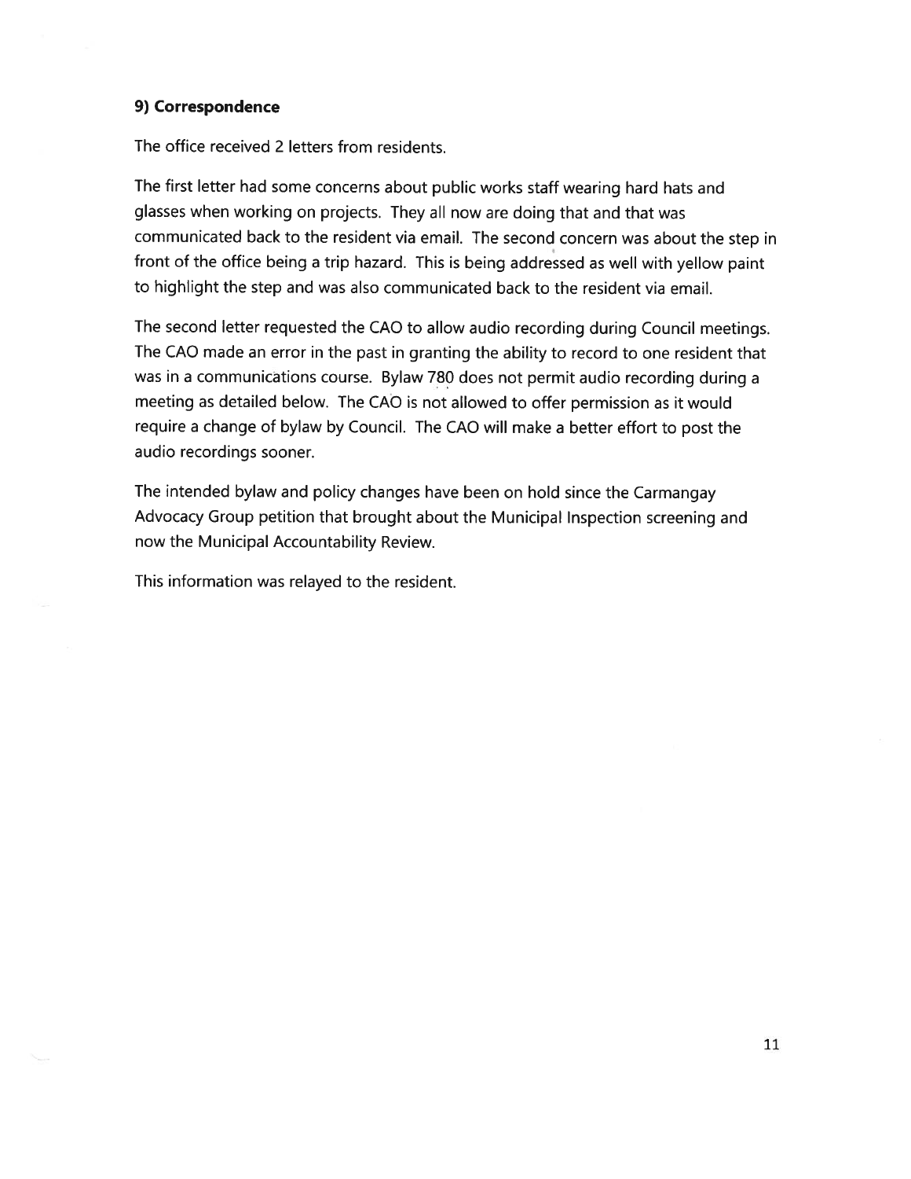### 9) Correspondence

The office received 2 letters from residents.

The first letter had some concerns about public works staff wearing hard hats and glasses when working on projects. They all now are doing that and that was communicated back to the resident via email. The second concern was about the step in front of the office being a trip hazard. This is being addressed as well with yellow paint to highlight the step and was also communicated back to the resident via email.

The second letter requested the CAO to allow audio recording during Council meetings. The CAO made an error in the past in granting the ability to record to one resident that was in a communications course. Bylaw 780 does not permit audio recording during a meeting as detailed below. The CAO is not allowed to offer permission as it would require a change of bylaw by Council. The CAO will make a better effort to post the audio recordings sooner.

The intended bylaw and policy changes have been on hold since the Carmangay Advocacy Group petition that brought about the Municipal Inspection screening and now the Municipal Accountability Review.

This information was relayed to the resident.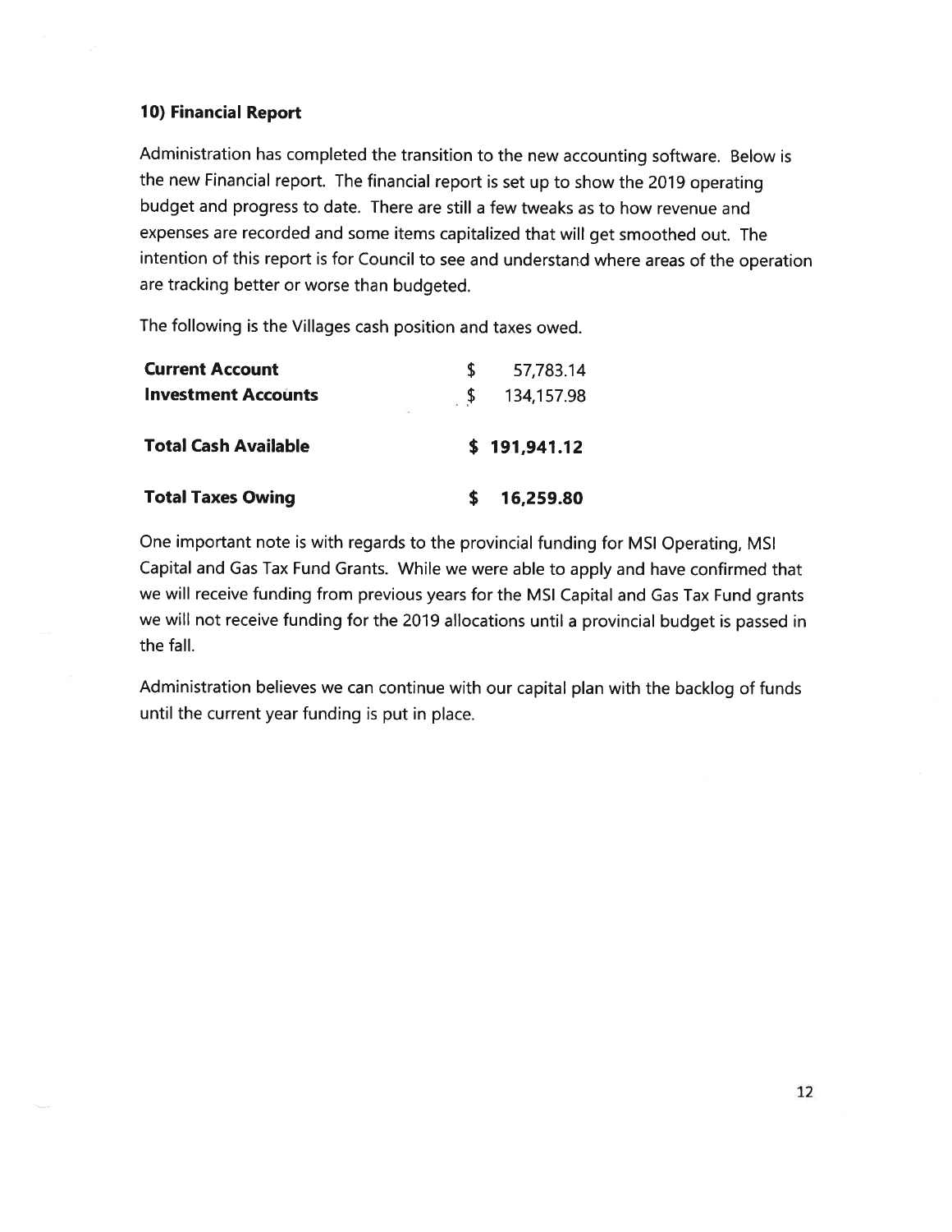### 10) Financial Report

Administration has completed the transition to the new accounting software. Below is the new Financial report. The financial report is set up to show the 2019 operating budget and progress to date. There are still a few tweaks as to how revenue and expenses are recorded and some items capitalized that will get smoothed out. The intention of this report is for Council to see and understand where areas of the operation are tracking better or worse than budgeted.

The following is the Villages cash position and taxes owed.

| | |
|---|---|
| **Current Account** | $ 57,783.14 |
| **Investment Accounts** | $ 134,157.98 |
| **Total Cash Available** | **$ 191,941.12** |
| **Total Taxes Owing** | **$ 16,259.80** |

One important note is with regards to the provincial funding for MSI Operating, MSI Capital and Gas Tax Fund Grants. While we were able to apply and have confirmed that we will receive funding from previous years for the MSI Capital and Gas Tax Fund grants we will not receive funding for the 2019 allocations until a provincial budget is passed in the fall.

Administration believes we can continue with our capital plan with the backlog of funds until the current year funding is put in place.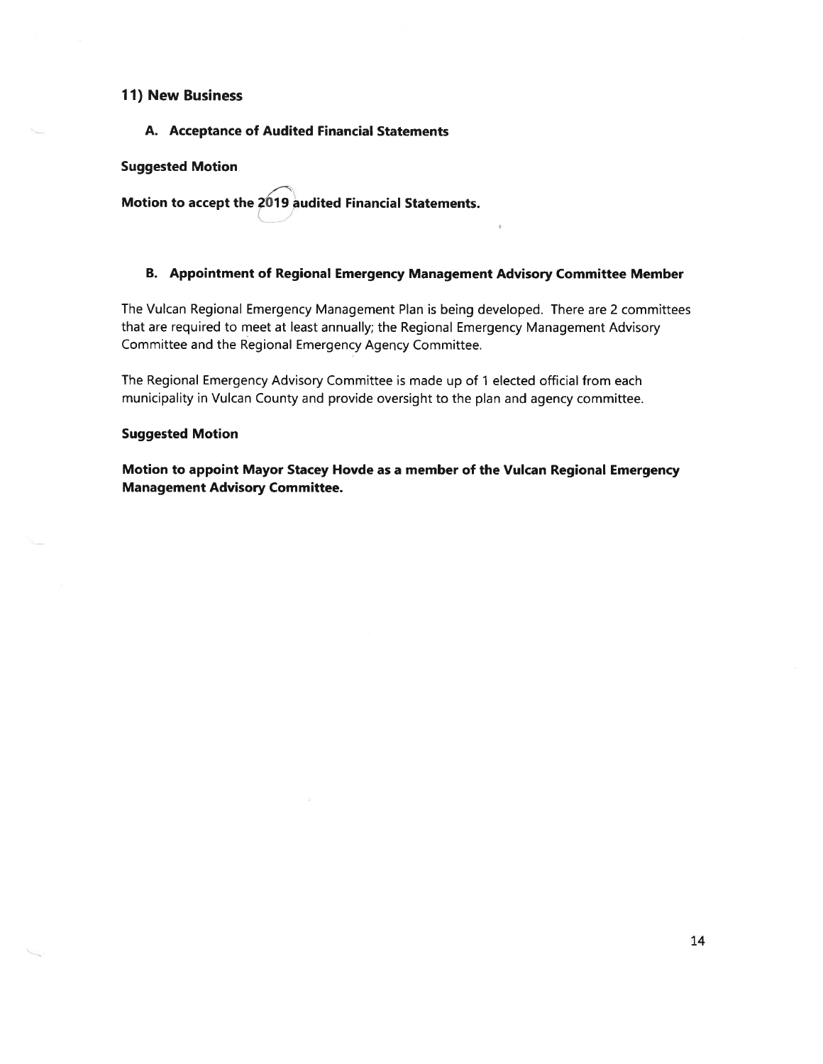## 11) New Business

### A. Acceptance of Audited Financial Statements

**Suggested Motion**

**Motion to accept the 2019 audited Financial Statements.**

### B. Appointment of Regional Emergency Management Advisory Committee Member

The Vulcan Regional Emergency Management Plan is being developed. There are 2 committees that are required to meet at least annually; the Regional Emergency Management Advisory Committee and the Regional Emergency Agency Committee.

The Regional Emergency Advisory Committee is made up of 1 elected official from each municipality in Vulcan County and provide oversight to the plan and agency committee.

**Suggested Motion**

**Motion to appoint Mayor Stacey Hovde as a member of the Vulcan Regional Emergency Management Advisory Committee.**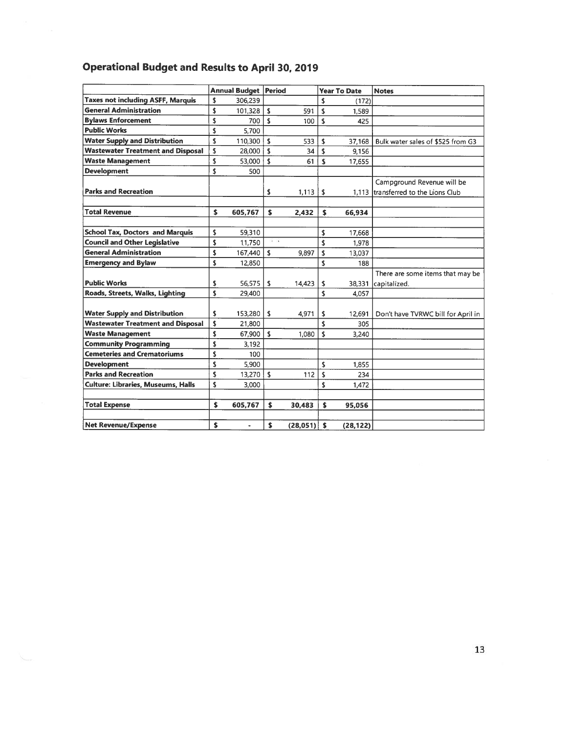## Operational Budget and Results to April 30, 2019

| | Annual Budget | Period | Year To Date | Notes |
|---|---|---|---|---|
| **Taxes not including ASFF, Marquis** | $ 306,239 | | $ (172) | |
| **General Administration** | $ 101,328 | $ 591 | $ 1,589 | |
| **Bylaws Enforcement** | $ 700 | $ 100 | $ 425 | |
| **Public Works** | $ 5,700 | | | |
| **Water Supply and Distribution** | $ 110,300 | $ 533 | $ 37,168 | Bulk water sales of $525 from G3 |
| **Wastewater Treatment and Disposal** | $ 28,000 | $ 34 | $ 9,156 | |
| **Waste Management** | $ 53,000 | $ 61 | $ 17,655 | |
| **Development** | $ 500 | | | |
| **Parks and Recreation** | | $ 1,113 | $ 1,113 | Campground Revenue will be transferred to the Lions Club |
| | | | | |
| **Total Revenue** | **$ 605,767** | **$ 2,432** | **$ 66,934** | |
| | | | | |
| **School Tax, Doctors and Marquis** | $ 59,310 | | $ 17,668 | |
| **Council and Other Legislative** | $ 11,750 | | $ 1,978 | |
| **General Administration** | $ 167,440 | $ 9,897 | $ 13,037 | |
| **Emergency and Bylaw** | $ 12,850 | | $ 188 | |
| **Public Works** | $ 56,575 | $ 14,423 | $ 38,331 | There are some items that may be capitalized. |
| **Roads, Streets, Walks, Lighting** | $ 29,400 | | $ 4,057 | |
| **Water Supply and Distribution** | $ 153,280 | $ 4,971 | $ 12,691 | Don't have TVRWC bill for April in |
| **Wastewater Treatment and Disposal** | $ 21,800 | | $ 305 | |
| **Waste Management** | $ 67,900 | $ 1,080 | $ 3,240 | |
| **Community Programming** | $ 3,192 | | | |
| **Cemeteries and Crematoriums** | $ 100 | | | |
| **Development** | $ 5,900 | | $ 1,855 | |
| **Parks and Recreation** | $ 13,270 | $ 112 | $ 234 | |
| **Culture: Libraries, Museums, Halls** | $ 3,000 | | $ 1,472 | |
| | | | | |
| **Total Expense** | **$ 605,767** | **$ 30,483** | **$ 95,056** | |
| | | | | |
| **Net Revenue/Expense** | **$ -** | **$ (28,051)** | **$ (28,122)** | |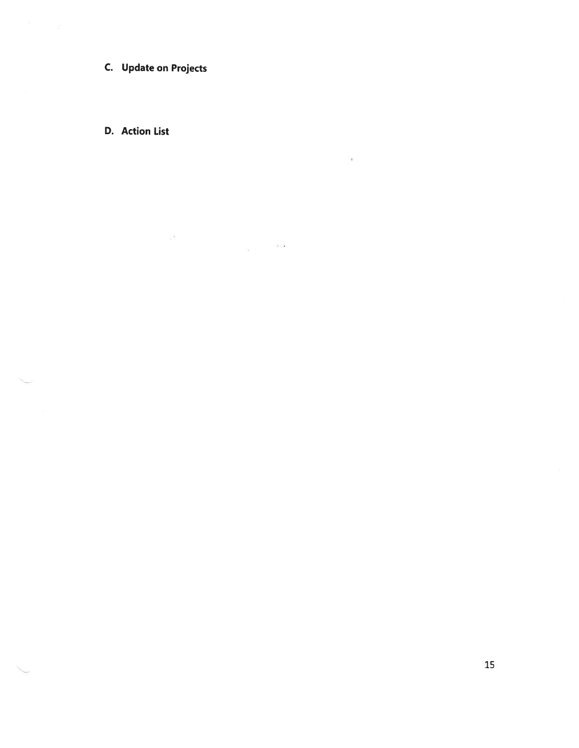**C. Update on Projects**

**D. Action List**